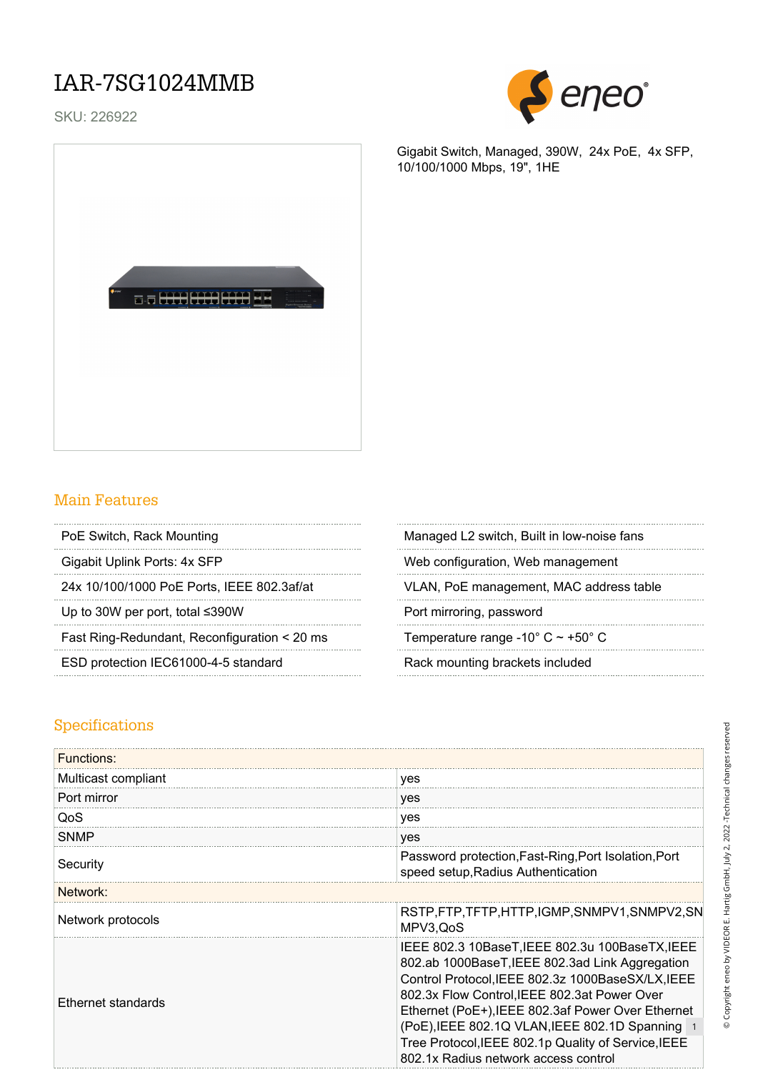# IAR-7SG1024MMB

SKU: 226922

Gigabit Switch, Managed, 390W, 24x PoE, 4x SFP, 10/100/1000 Mbps, 19", 1HE

## Main Features

- PoE Switch, Rack Mounting
- Gigabit Uplink Ports: 4x SFP
- 24x 10/100/1000 PoE Ports, IEEE 802.3af/at
- Up to 30W per port, total ≤390W
- Fast Ring-Redundant, Reconfiguration < 20 ms
- ESD protection IEC61000-4-5 standard
- Managed L2 switch, Built in low-noise fans
- Web configuration, Web management
- VLAN, PoE management, MAC address table
- Port mirroring, password
- Temperature range -10° C ~ +50° C
- Rack mounting brackets included

## Specifications

| Functions: | |
|---|---|
| Multicast compliant | yes |
| Port mirror | yes |
| QoS | yes |
| SNMP | yes |
| Security | Password protection,Fast-Ring,Port Isolation,Port speed setup,Radius Authentication |
| **Network:** | |
| Network protocols | RSTP,FTP,TFTP,HTTP,IGMP,SNMPV1,SNMPV2,SNMPV3,QoS |
| Ethernet standards | IEEE 802.3 10BaseT,IEEE 802.3u 100BaseTX,IEEE 802.ab 1000BaseT,IEEE 802.3ad Link Aggregation Control Protocol,IEEE 802.3z 1000BaseSX/LX,IEEE 802.3x Flow Control,IEEE 802.3at Power Over Ethernet (PoE+),IEEE 802.3af Power Over Ethernet (PoE),IEEE 802.1Q VLAN,IEEE 802.1D Spanning Tree Protocol,IEEE 802.1p Quality of Service,IEEE 802.1x Radius network access control |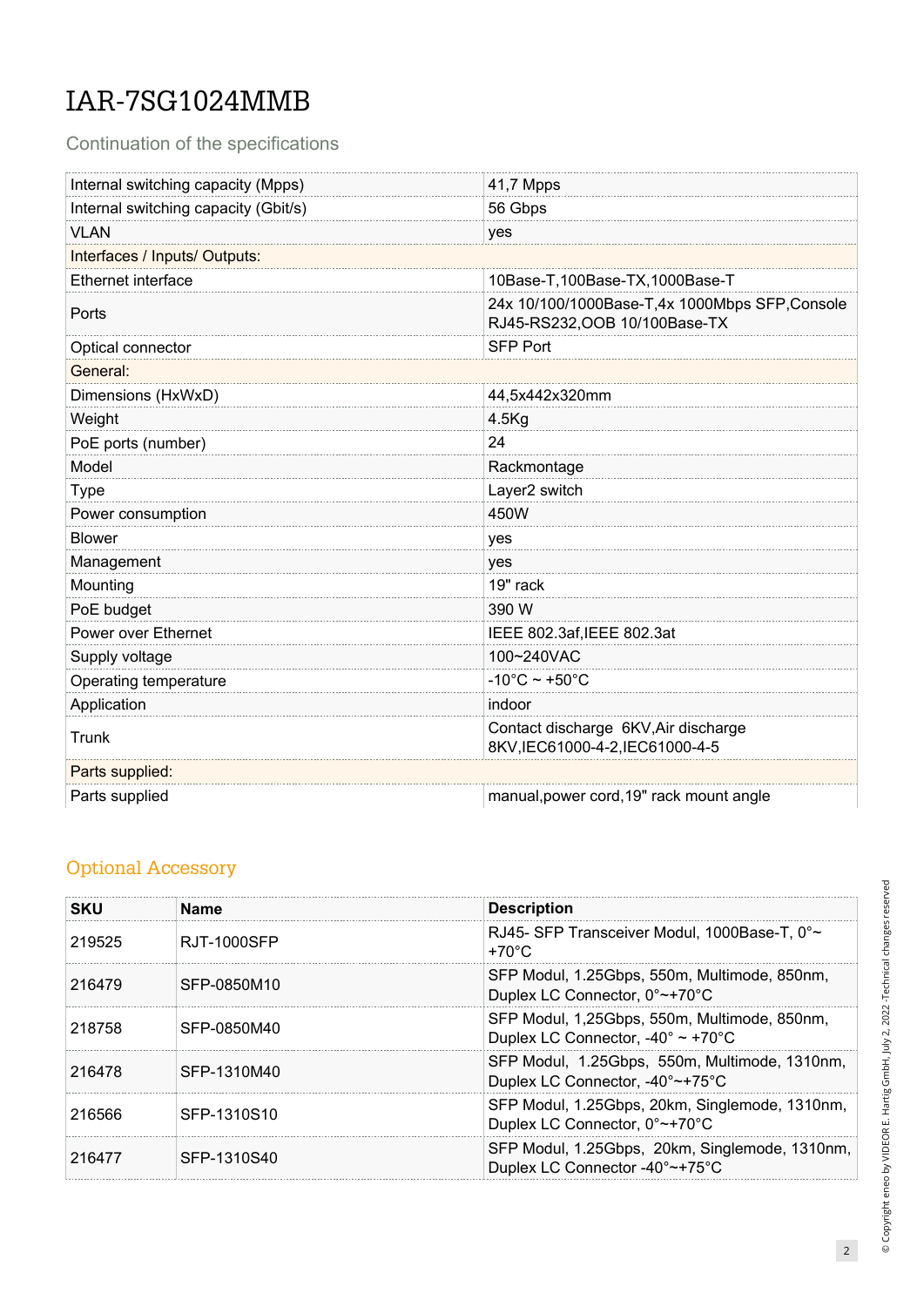# IAR-7SG1024MMB

Continuation of the specifications

| | |
|---|---|
| Internal switching capacity (Mpps) | 41,7 Mpps |
| Internal switching capacity (Gbit/s) | 56 Gbps |
| VLAN | yes |
| Interfaces / Inputs/ Outputs: | |
| Ethernet interface | 10Base-T,100Base-TX,1000Base-T |
| Ports | 24x 10/100/1000Base-T,4x 1000Mbps SFP,Console RJ45-RS232,OOB 10/100Base-TX |
| Optical connector | SFP Port |
| General: | |
| Dimensions (HxWxD) | 44,5x442x320mm |
| Weight | 4.5Kg |
| PoE ports (number) | 24 |
| Model | Rackmontage |
| Type | Layer2 switch |
| Power consumption | 450W |
| Blower | yes |
| Management | yes |
| Mounting | 19" rack |
| PoE budget | 390 W |
| Power over Ethernet | IEEE 802.3af,IEEE 802.3at |
| Supply voltage | 100~240VAC |
| Operating temperature | -10°C ~ +50°C |
| Application | indoor |
| Trunk | Contact discharge 6KV,Air discharge 8KV,IEC61000-4-2,IEC61000-4-5 |
| Parts supplied: | |
| Parts supplied | manual,power cord,19" rack mount angle |

## Optional Accessory

| SKU | Name | Description |
|---|---|---|
| 219525 | RJT-1000SFP | RJ45- SFP Transceiver Modul, 1000Base-T, 0°~ +70°C |
| 216479 | SFP-0850M10 | SFP Modul, 1.25Gbps, 550m, Multimode, 850nm, Duplex LC Connector, 0°~+70°C |
| 218758 | SFP-0850M40 | SFP Modul, 1,25Gbps, 550m, Multimode, 850nm, Duplex LC Connector, -40° ~ +70°C |
| 216478 | SFP-1310M40 | SFP Modul, 1.25Gbps, 550m, Multimode, 1310nm, Duplex LC Connector, -40°~+75°C |
| 216566 | SFP-1310S10 | SFP Modul, 1.25Gbps, 20km, Singlemode, 1310nm, Duplex LC Connector, 0°~+70°C |
| 216477 | SFP-1310S40 | SFP Modul, 1.25Gbps, 20km, Singlemode, 1310nm, Duplex LC Connector -40°~+75°C |

© Copyright eneo by VIDEOR E. Hartig GmbH, July 2, 2022 -Technical changes reserved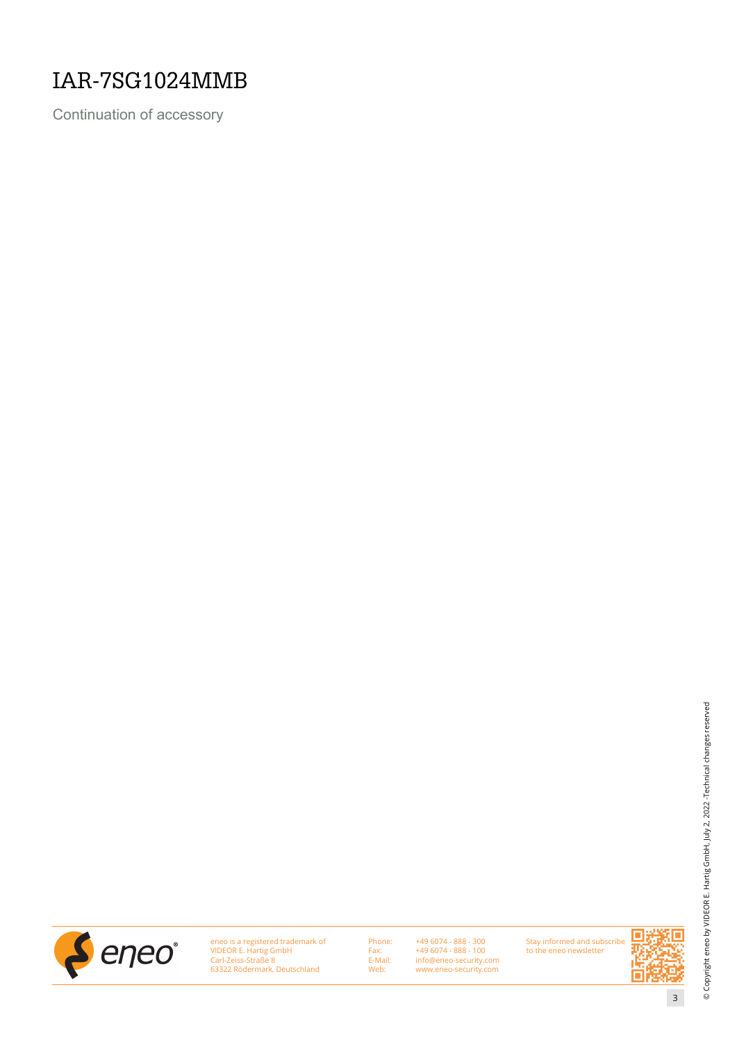# IAR-7SG1024MMB

Continuation of accessory